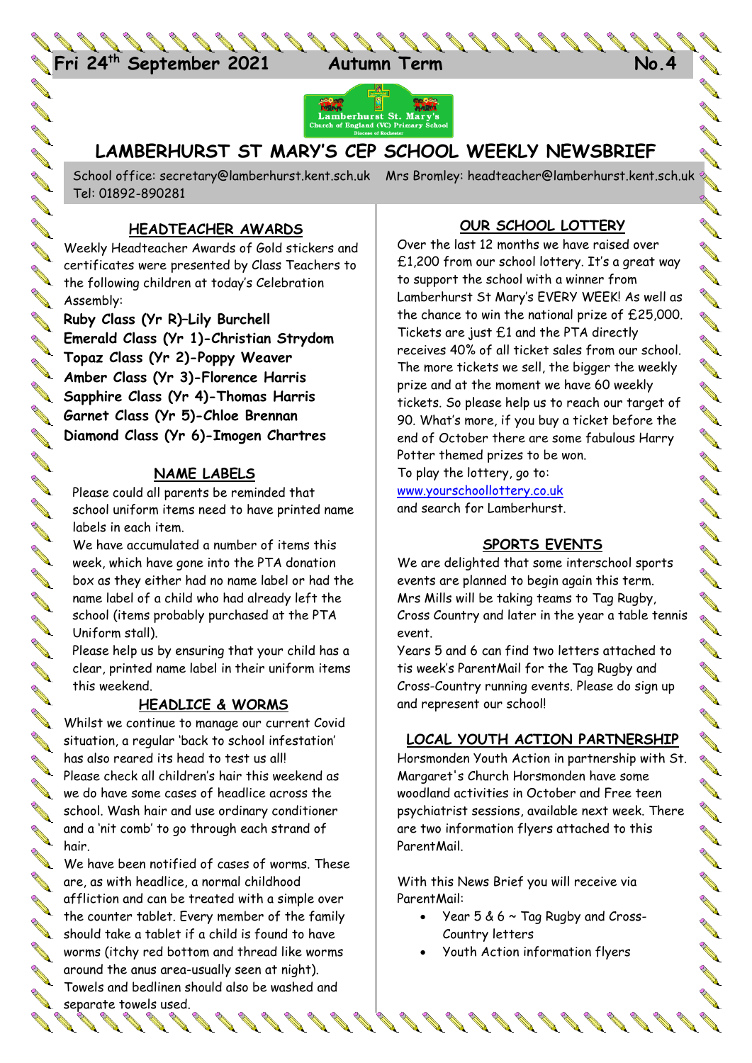**Fri 24th September 2021 Autumn Term No.4**

# LAMBERHURST ST MARY'S CEP SCHOOL WEEKLY NEWSBRIEF

School office: secretary@lamberhurst.kent.sch.uk Mrs Bromley: headteacher@lamberhurst.kent.sch.uk Tel: 01892-890281

## HEADTEACHER AWARDS

Weekly Headteacher Awards of Gold stickers and certificates were presented by Class Teachers to the following children at today's Celebration Assembly:

**Ruby Class (Yr R)–Lily Burchell**
**Emerald Class (Yr 1)-Christian Strydom**
**Topaz Class (Yr 2)-Poppy Weaver**
**Amber Class (Yr 3)-Florence Harris**
**Sapphire Class (Yr 4)-Thomas Harris**
**Garnet Class (Yr 5)-Chloe Brennan**
**Diamond Class (Yr 6)-Imogen Chartres**

## NAME LABELS

Please could all parents be reminded that school uniform items need to have printed name labels in each item.

We have accumulated a number of items this week, which have gone into the PTA donation box as they either had no name label or had the name label of a child who had already left the school (items probably purchased at the PTA Uniform stall).

Please help us by ensuring that your child has a clear, printed name label in their uniform items this weekend.

## HEADLICE & WORMS

Whilst we continue to manage our current Covid situation, a regular 'back to school infestation' has also reared its head to test us all!

Please check all children's hair this weekend as we do have some cases of headlice across the school. Wash hair and use ordinary conditioner and a 'nit comb' to go through each strand of hair.

We have been notified of cases of worms. These are, as with headlice, a normal childhood affliction and can be treated with a simple over the counter tablet. Every member of the family should take a tablet if a child is found to have worms (itchy red bottom and thread like worms around the anus area-usually seen at night). Towels and bedlinen should also be washed and separate towels used.

## OUR SCHOOL LOTTERY

Over the last 12 months we have raised over £1,200 from our school lottery. It's a great way to support the school with a winner from Lamberhurst St Mary's EVERY WEEK! As well as the chance to win the national prize of £25,000. Tickets are just £1 and the PTA directly receives 40% of all ticket sales from our school. The more tickets we sell, the bigger the weekly prize and at the moment we have 60 weekly tickets. So please help us to reach our target of 90. What's more, if you buy a ticket before the end of October there are some fabulous Harry Potter themed prizes to be won.

To play the lottery, go to:
[www.yourschoollottery.co.uk](www.yourschoollottery.co.uk)
and search for Lamberhurst.

## SPORTS EVENTS

We are delighted that some interschool sports events are planned to begin again this term. Mrs Mills will be taking teams to Tag Rugby, Cross Country and later in the year a table tennis event.

Years 5 and 6 can find two letters attached to tis week's ParentMail for the Tag Rugby and Cross-Country running events. Please do sign up and represent our school!

## LOCAL YOUTH ACTION PARTNERSHIP

Horsmonden Youth Action in partnership with St. Margaret's Church Horsmonden have some woodland activities in October and Free teen psychiatrist sessions, available next week. There are two information flyers attached to this ParentMail.

With this News Brief you will receive via ParentMail:

- Year 5 & 6 ~ Tag Rugby and Cross-Country letters
- Youth Action information flyers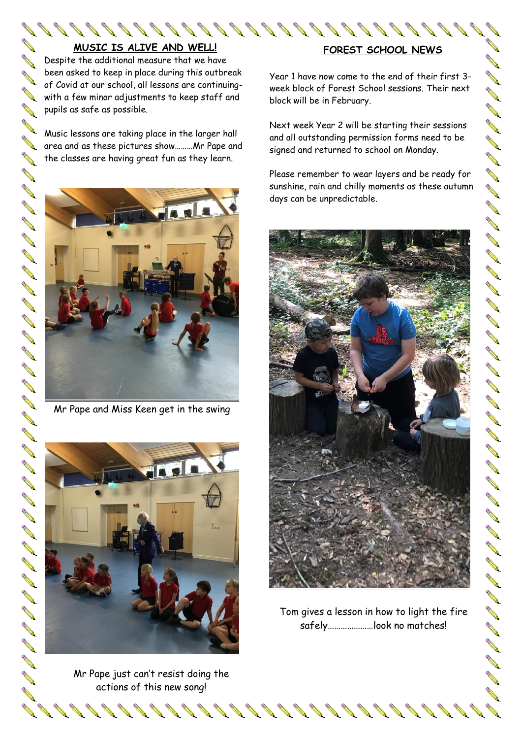## MUSIC IS ALIVE AND WELL!

Despite the additional measure that we have been asked to keep in place during this outbreak of Covid at our school, all lessons are continuing- with a few minor adjustments to keep staff and pupils as safe as possible.

Music lessons are taking place in the larger hall area and as these pictures show………Mr Pape and the classes are having great fun as they learn.

Mr Pape and Miss Keen get in the swing

Mr Pape just can't resist doing the actions of this new song!

## FOREST SCHOOL NEWS

Year 1 have now come to the end of their first 3-week block of Forest School sessions. Their next block will be in February.

Next week Year 2 will be starting their sessions and all outstanding permission forms need to be signed and returned to school on Monday.

Please remember to wear layers and be ready for sunshine, rain and chilly moments as these autumn days can be unpredictable.

Tom gives a lesson in how to light the fire safely…………………look no matches!